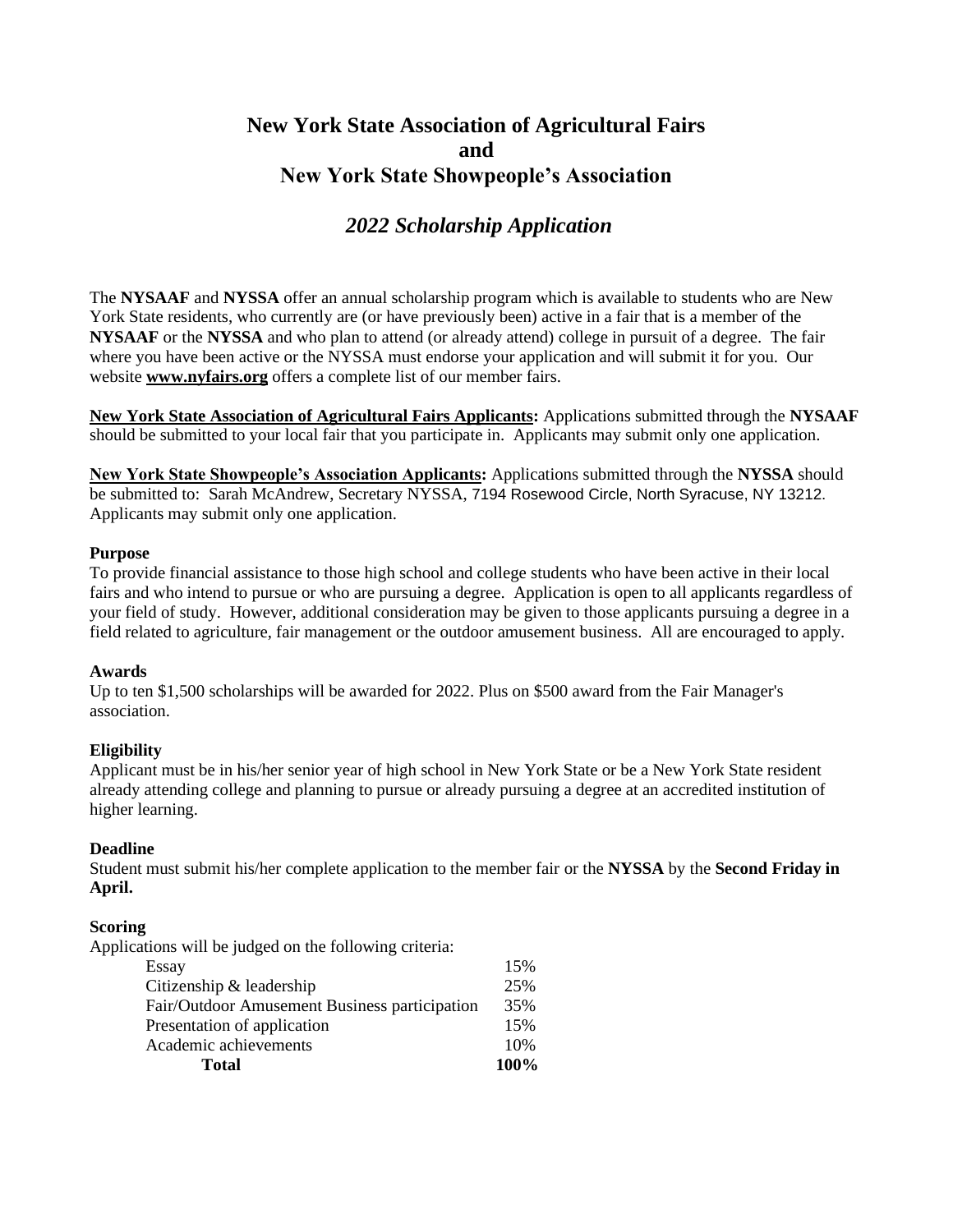# New York State Association of Agricultural Fairs
# and
# New York State Showpeople's Association

## *2022 Scholarship Application*

The **NYSAAF** and **NYSSA** offer an annual scholarship program which is available to students who are New York State residents, who currently are (or have previously been) active in a fair that is a member of the **NYSAAF** or the **NYSSA** and who plan to attend (or already attend) college in pursuit of a degree. The fair where you have been active or the NYSSA must endorse your application and will submit it for you. Our website **www.nyfairs.org** offers a complete list of our member fairs.

**New York State Association of Agricultural Fairs Applicants:** Applications submitted through the **NYSAAF** should be submitted to your local fair that you participate in. Applicants may submit only one application.

**New York State Showpeople's Association Applicants:** Applications submitted through the **NYSSA** should be submitted to: Sarah McAndrew, Secretary NYSSA, 7194 Rosewood Circle, North Syracuse, NY 13212. Applicants may submit only one application.

### Purpose

To provide financial assistance to those high school and college students who have been active in their local fairs and who intend to pursue or who are pursuing a degree. Application is open to all applicants regardless of your field of study. However, additional consideration may be given to those applicants pursuing a degree in a field related to agriculture, fair management or the outdoor amusement business. All are encouraged to apply.

### Awards

Up to ten $1,500 scholarships will be awarded for 2022. Plus on $500 award from the Fair Manager's association.

### Eligibility

Applicant must be in his/her senior year of high school in New York State or be a New York State resident already attending college and planning to pursue or already pursuing a degree at an accredited institution of higher learning.

### Deadline

Student must submit his/her complete application to the member fair or the **NYSSA** by the **Second Friday in April.**

### Scoring

Applications will be judged on the following criteria:

| Criteria | Weight |
|---|---|
| Essay | 15% |
| Citizenship & leadership | 25% |
| Fair/Outdoor Amusement Business participation | 35% |
| Presentation of application | 15% |
| Academic achievements | 10% |
| **Total** | **100%** |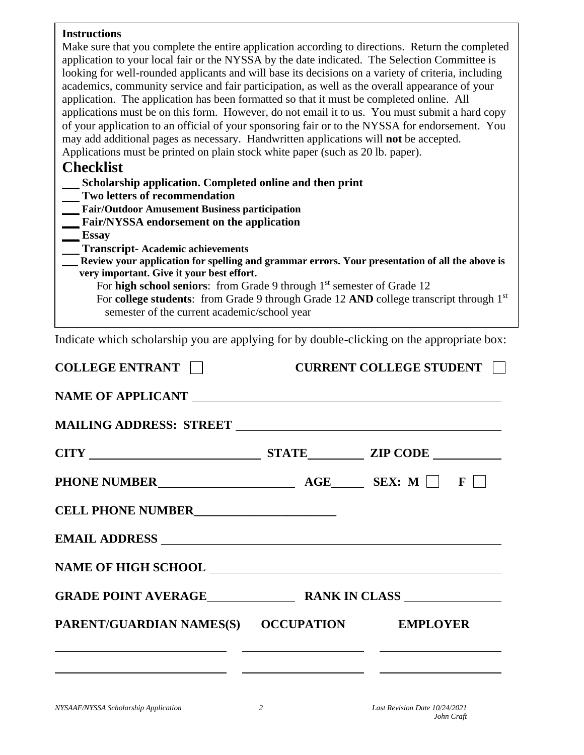**Instructions**

Make sure that you complete the entire application according to directions. Return the completed application to your local fair or the NYSSA by the date indicated. The Selection Committee is looking for well-rounded applicants and will base its decisions on a variety of criteria, including academics, community service and fair participation, as well as the overall appearance of your application. The application has been formatted so that it must be completed online. All applications must be on this form. However, do not email it to us. You must submit a hard copy of your application to an official of your sponsoring fair or to the NYSSA for endorsement. You may add additional pages as necessary. Handwritten applications will **not** be accepted. Applications must be printed on plain stock white paper (such as 20 lb. paper).

## Checklist

___ **Scholarship application. Completed online and then print**

___ **Two letters of recommendation**

___ **Fair/Outdoor Amusement Business participation**

___ **Fair/NYSSA endorsement on the application**

___ **Essay**

___ **Transcript- Academic achievements**

___ **Review your application for spelling and grammar errors. Your presentation of all the above is very important. Give it your best effort.**

For **high school seniors**: from Grade 9 through 1st semester of Grade 12

For **college students**: from Grade 9 through Grade 12 **AND** college transcript through 1st semester of the current academic/school year

Indicate which scholarship you are applying for by double-clicking on the appropriate box:

**COLLEGE ENTRANT** ☐ **CURRENT COLLEGE STUDENT** ☐

**NAME OF APPLICANT** ______________________________

**MAILING ADDRESS: STREET** ______________________________

**CITY** ____________________ **STATE** ________ **ZIP CODE** __________

**PHONE NUMBER** ____________________ **AGE** ______ **SEX: M** ☐ **F** ☐

**CELL PHONE NUMBER** ____________________

**EMAIL ADDRESS** ______________________________

**NAME OF HIGH SCHOOL** ______________________________

**GRADE POINT AVERAGE** ____________ **RANK IN CLASS** ____________

| PARENT/GUARDIAN NAMES(S) | OCCUPATION | EMPLOYER |
| --- | --- | --- |
| | | |
| | | |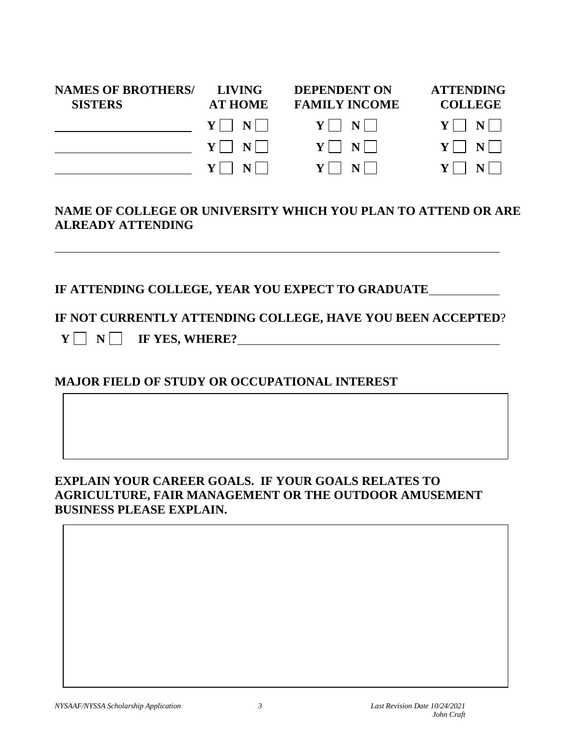| NAMES OF BROTHERS/ SISTERS | LIVING AT HOME | DEPENDENT ON FAMILY INCOME | ATTENDING COLLEGE |
|---|---|---|---|
| ______________________ | Y ☐ N ☐ | Y ☐ N ☐ | Y ☐ N ☐ |
| ______________________ | Y ☐ N ☐ | Y ☐ N ☐ | Y ☐ N ☐ |
| ______________________ | Y ☐ N ☐ | Y ☐ N ☐ | Y ☐ N ☐ |

**NAME OF COLLEGE OR UNIVERSITY WHICH YOU PLAN TO ATTEND OR ARE ALREADY ATTENDING**

______________________________________________________________________

**IF ATTENDING COLLEGE, YEAR YOU EXPECT TO GRADUATE** ____________

**IF NOT CURRENTLY ATTENDING COLLEGE, HAVE YOU BEEN ACCEPTED**?

**Y** ☐ **N** ☐ **IF YES, WHERE?** ______________________________________

**MAJOR FIELD OF STUDY OR OCCUPATIONAL INTEREST**

| |
|---|
| |

**EXPLAIN YOUR CAREER GOALS. IF YOUR GOALS RELATES TO AGRICULTURE, FAIR MANAGEMENT OR THE OUTDOOR AMUSEMENT BUSINESS PLEASE EXPLAIN.**

| |
|---|
| |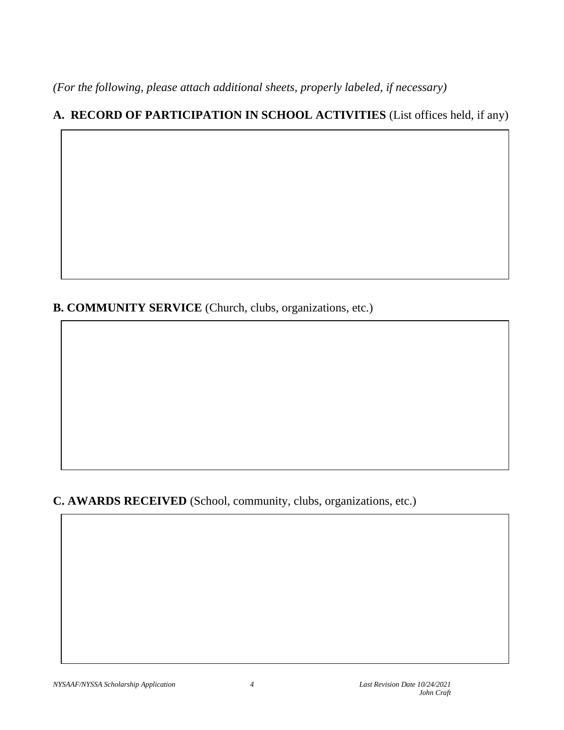*(For the following, please attach additional sheets, properly labeled, if necessary)*

## A. RECORD OF PARTICIPATION IN SCHOOL ACTIVITIES (List offices held, if any)

## B. COMMUNITY SERVICE (Church, clubs, organizations, etc.)

## C. AWARDS RECEIVED (School, community, clubs, organizations, etc.)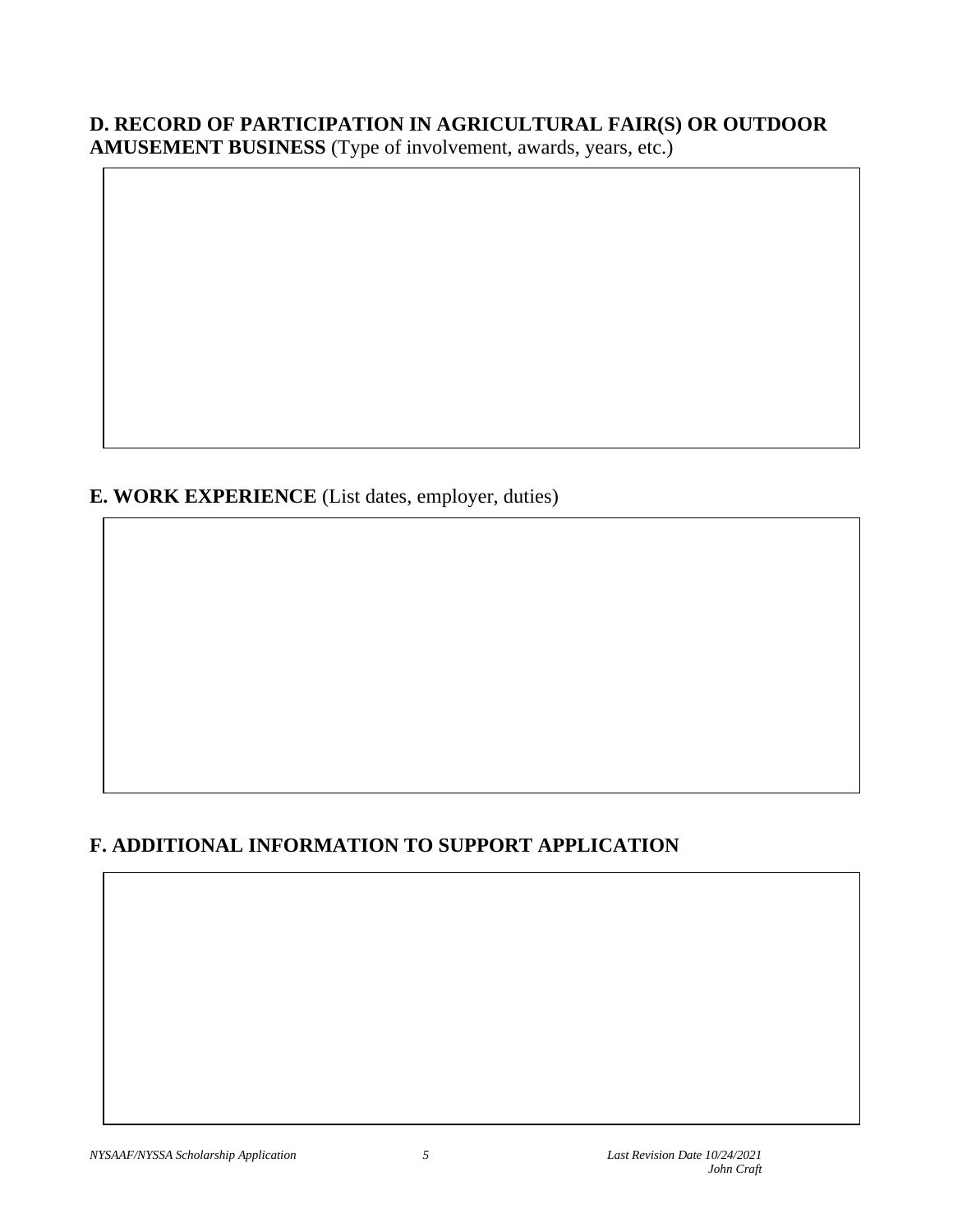## D. RECORD OF PARTICIPATION IN AGRICULTURAL FAIR(S) OR OUTDOOR AMUSEMENT BUSINESS (Type of involvement, awards, years, etc.)

## E. WORK EXPERIENCE (List dates, employer, duties)

## F. ADDITIONAL INFORMATION TO SUPPORT APPLICATION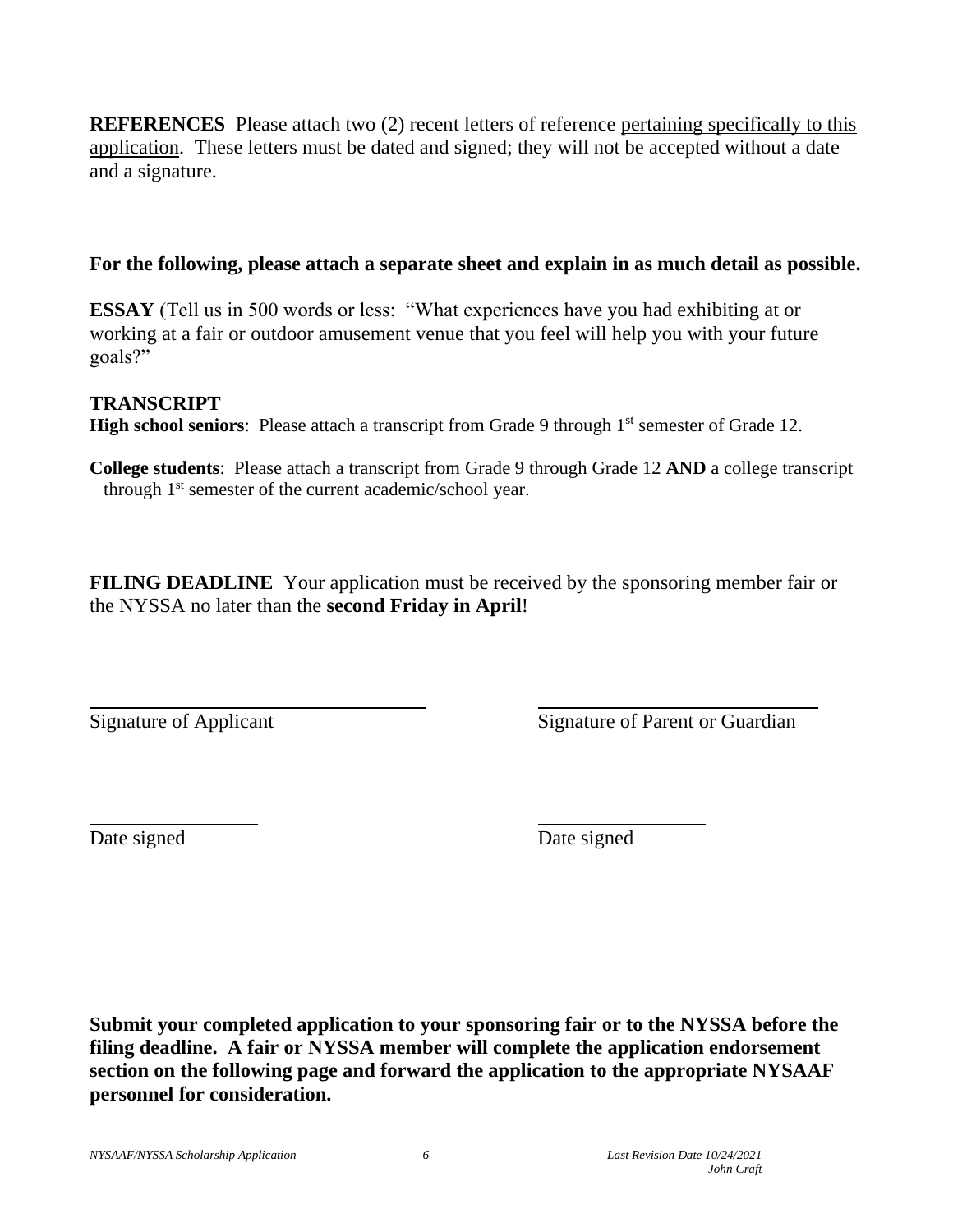**REFERENCES** Please attach two (2) recent letters of reference <u>pertaining specifically to this application</u>. These letters must be dated and signed; they will not be accepted without a date and a signature.

**For the following, please attach a separate sheet and explain in as much detail as possible.**

**ESSAY** (Tell us in 500 words or less: "What experiences have you had exhibiting at or working at a fair or outdoor amusement venue that you feel will help you with your future goals?"

**TRANSCRIPT**

**High school seniors**: Please attach a transcript from Grade 9 through 1st semester of Grade 12.

**College students**: Please attach a transcript from Grade 9 through Grade 12 **AND** a college transcript through 1st semester of the current academic/school year.

**FILING DEADLINE** Your application must be received by the sponsoring member fair or the NYSSA no later than the **second Friday in April**!

\_\_\_\_\_\_\_\_\_\_\_\_\_\_\_\_\_\_\_\_\_\_\_\_\_\_\_\_\_\_ \_\_\_\_\_\_\_\_\_\_\_\_\_\_\_\_\_\_\_\_\_\_\_\_\_\_\_\_\_\_

Signature of Applicant Signature of Parent or Guardian

\_\_\_\_\_\_\_\_\_\_\_\_\_\_\_\_\_\_ \_\_\_\_\_\_\_\_\_\_\_\_\_\_\_\_\_\_

Date signed Date signed

**Submit your completed application to your sponsoring fair or to the NYSSA before the filing deadline. A fair or NYSSA member will complete the application endorsement section on the following page and forward the application to the appropriate NYSAAF personnel for consideration.**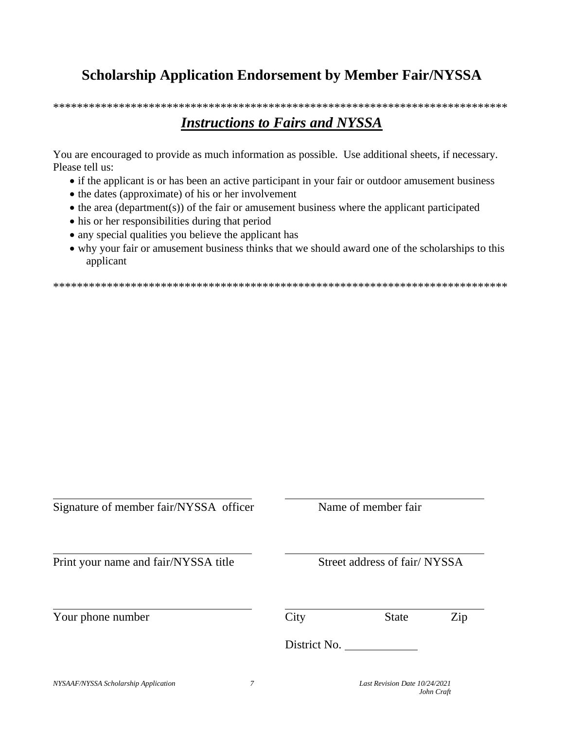# Scholarship Application Endorsement by Member Fair/NYSSA

*****************************************************************************

## ***Instructions to Fairs and NYSSA***

You are encouraged to provide as much information as possible. Use additional sheets, if necessary. Please tell us:

- if the applicant is or has been an active participant in your fair or outdoor amusement business
- the dates (approximate) of his or her involvement
- the area (department(s)) of the fair or amusement business where the applicant participated
- his or her responsibilities during that period
- any special qualities you believe the applicant has
- why your fair or amusement business thinks that we should award one of the scholarships to this applicant

*****************************************************************************

| | |
|---|---|
| ______________________________ | ______________________________ |
| Signature of member fair/NYSSA officer | Name of member fair |
| ______________________________ | ______________________________ |
| Print your name and fair/NYSSA title | Street address of fair/ NYSSA |
| ______________________________ | ______________________________ |
| Your phone number | City State Zip |
| | District No. __________ |

*Last Revision Date 10/24/2021*
*John Craft*